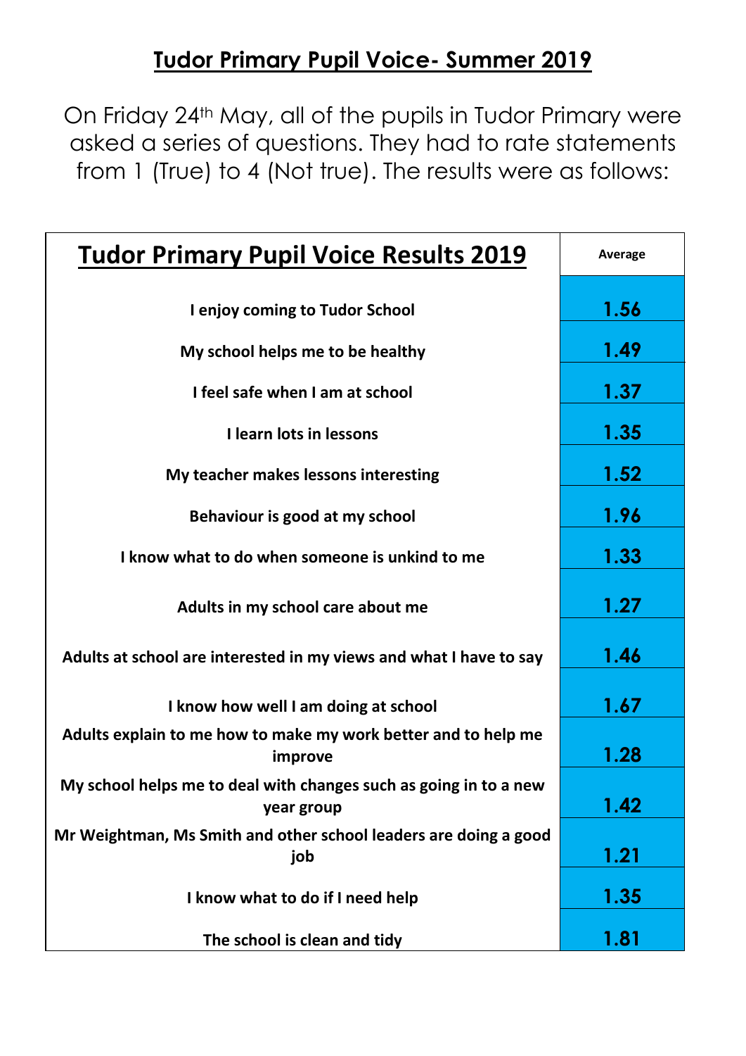# Tudor Primary Pupil Voice- Summer 2019

On Friday 24th May, all of the pupils in Tudor Primary were asked a series of questions. They had to rate statements from 1 (True) to 4 (Not true). The results were as follows:

| Tudor Primary Pupil Voice Results 2019 | Average |
|---|---|
| I enjoy coming to Tudor School | 1.56 |
| My school helps me to be healthy | 1.49 |
| I feel safe when I am at school | 1.37 |
| I learn lots in lessons | 1.35 |
| My teacher makes lessons interesting | 1.52 |
| Behaviour is good at my school | 1.96 |
| I know what to do when someone is unkind to me | 1.33 |
| Adults in my school care about me | 1.27 |
| Adults at school are interested in my views and what I have to say | 1.46 |
| I know how well I am doing at school | 1.67 |
| Adults explain to me how to make my work better and to help me improve | 1.28 |
| My school helps me to deal with changes such as going in to a new year group | 1.42 |
| Mr Weightman, Ms Smith and other school leaders are doing a good job | 1.21 |
| I know what to do if I need help | 1.35 |
| The school is clean and tidy | 1.81 |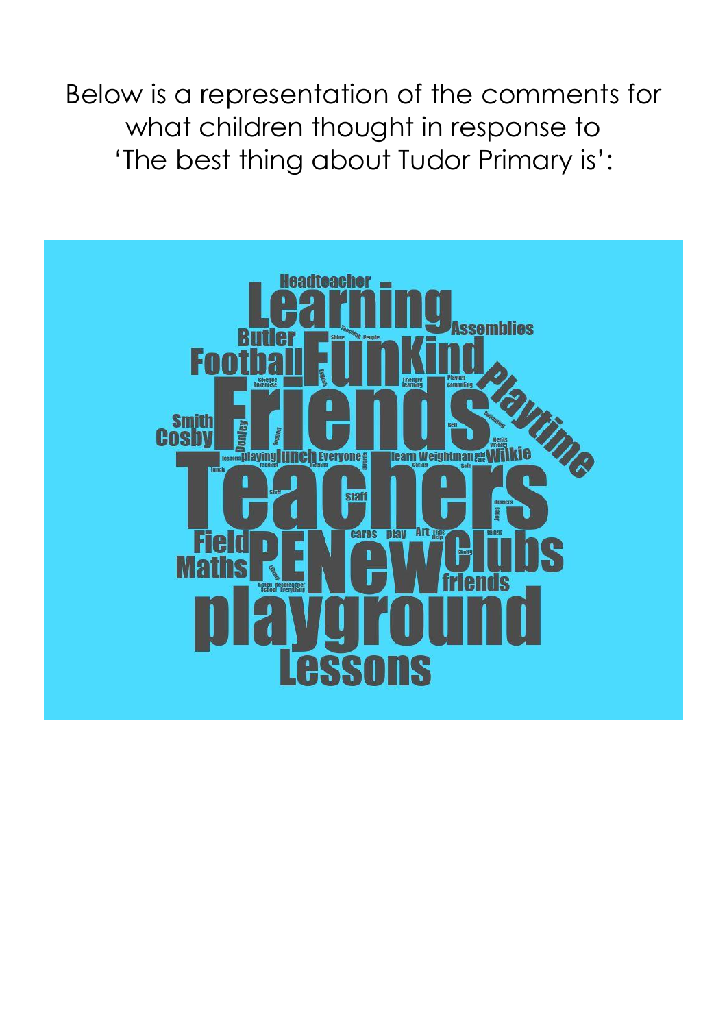Below is a representation of the comments for what children thought in response to 'The best thing about Tudor Primary is':

Headteacher
Learning
Assemblies
Butler
Fun
Kind
Football
Friends
Playtime
Smith
Cosby
Donley
playing
lunch
Everyone
learn
Weightman
Wilkie
Teachers
staff
Field
Maths
PE
New
Clubs
cares
play
Art
friends
playground
Lessons